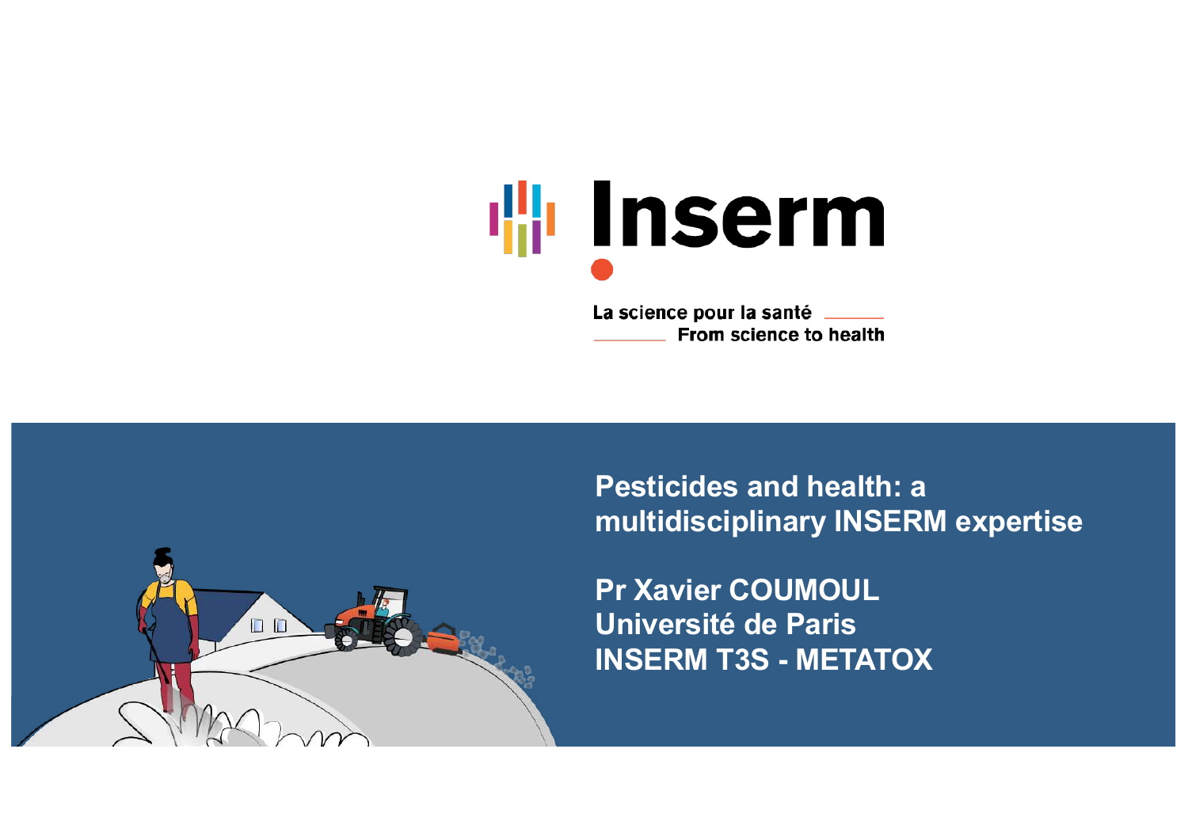Inserm

La science pour la santé
From science to health

# Pesticides and health: a multidisciplinary INSERM expertise

**Pr Xavier COUMOUL**
**Université de Paris**
**INSERM T3S - METATOX**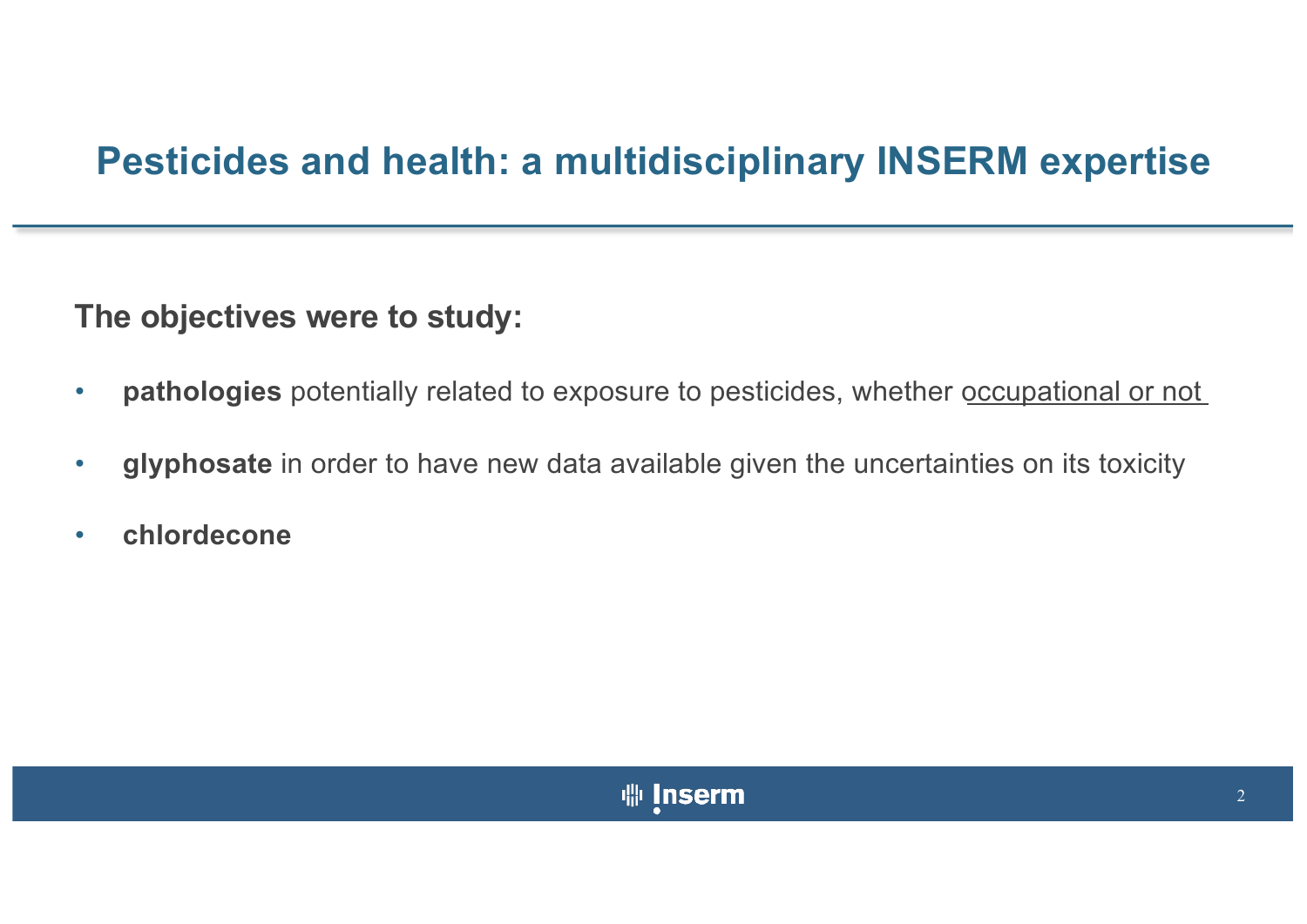# Pesticides and health: a multidisciplinary INSERM expertise

**The objectives were to study:**

- **pathologies** potentially related to exposure to pesticides, whether occupational or not
- **glyphosate** in order to have new data available given the uncertainties on its toxicity
- **chlordecone**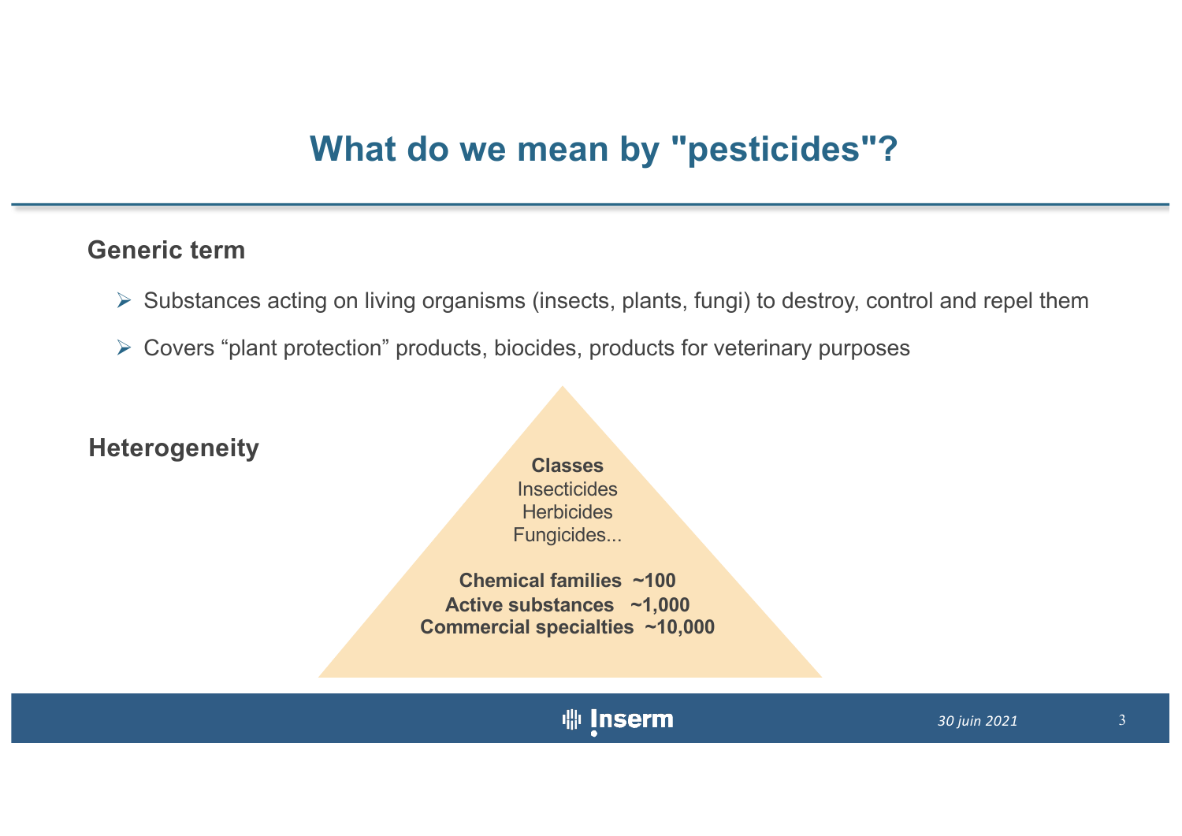# What do we mean by "pesticides"?

**Generic term**

- Substances acting on living organisms (insects, plants, fungi) to destroy, control and repel them
- Covers "plant protection" products, biocides, products for veterinary purposes

**Heterogeneity**

**Classes**
Insecticides
Herbicides
Fungicides...

**Chemical families ~100**
**Active substances ~1,000**
**Commercial specialties ~10,000**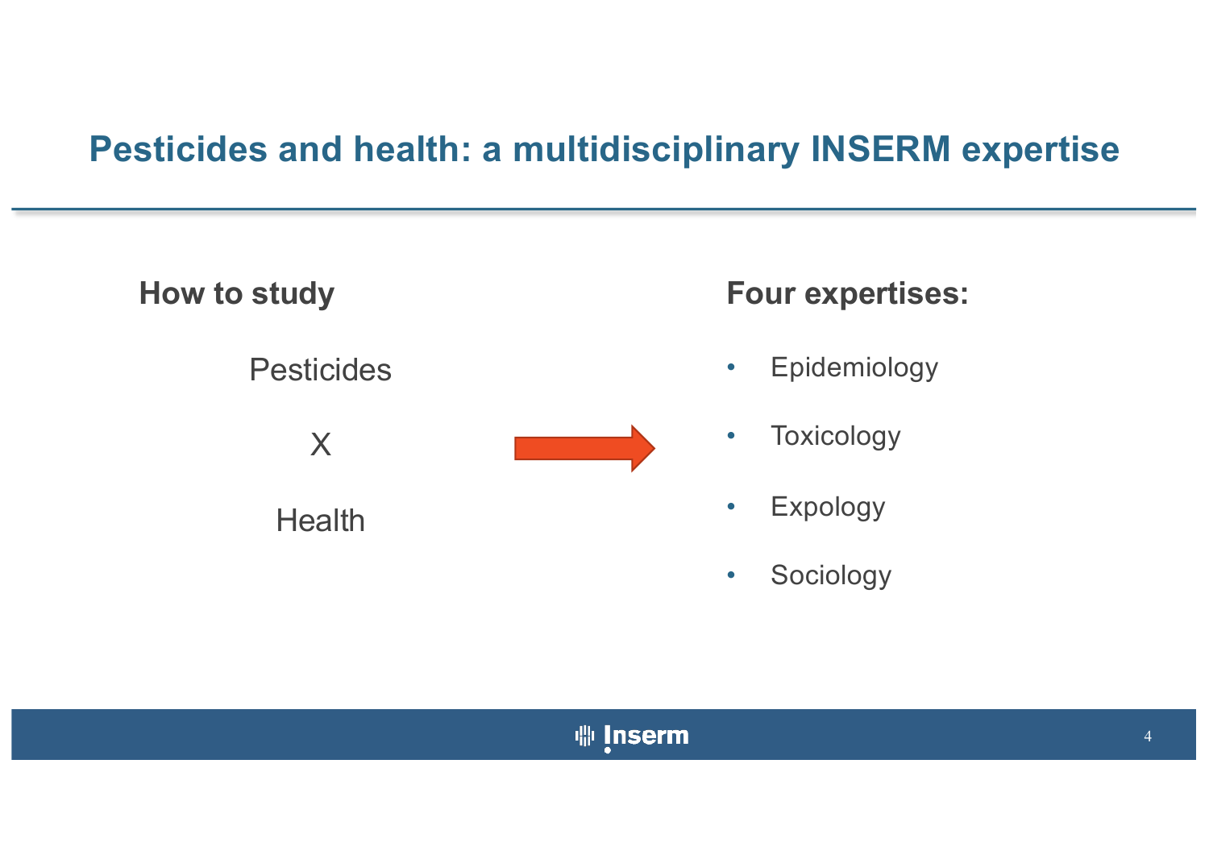# Pesticides and health: a multidisciplinary INSERM expertise

**How to study**

Pesticides

X

Health

→

**Four expertises:**

- Epidemiology
- Toxicology
- Expology
- Sociology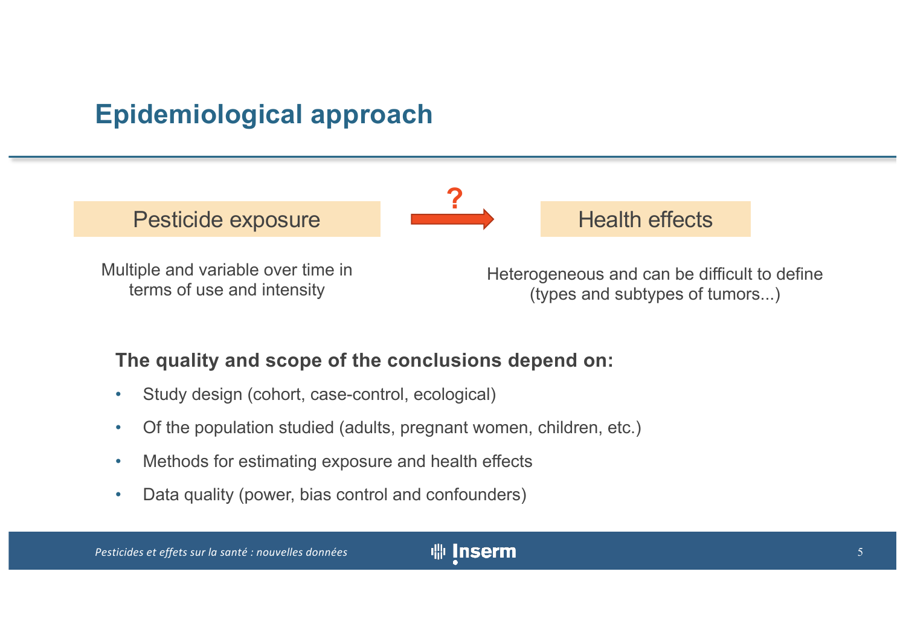# Epidemiological approach

**Pesticide exposure** → ? → **Health effects**

Multiple and variable over time in terms of use and intensity

Heterogeneous and can be difficult to define (types and subtypes of tumors...)

**The quality and scope of the conclusions depend on:**

- Study design (cohort, case-control, ecological)
- Of the population studied (adults, pregnant women, children, etc.)
- Methods for estimating exposure and health effects
- Data quality (power, bias control and confounders)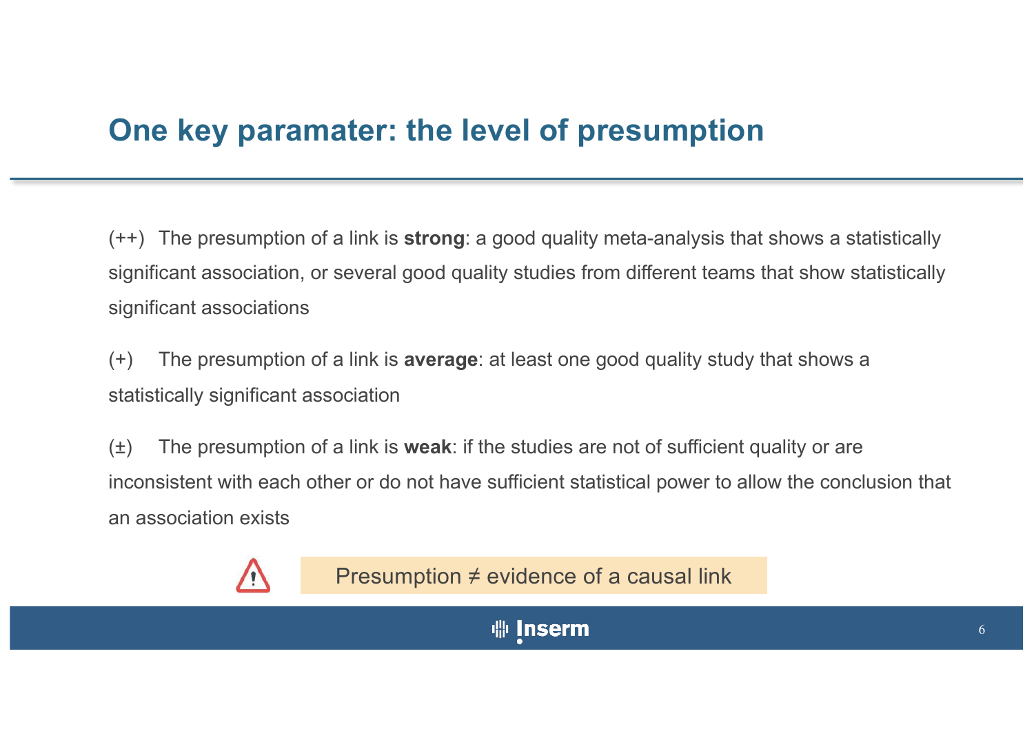# One key paramater: the level of presumption

(++) The presumption of a link is **strong**: a good quality meta-analysis that shows a statistically significant association, or several good quality studies from different teams that show statistically significant associations

(+) The presumption of a link is **average**: at least one good quality study that shows a statistically significant association

(±) The presumption of a link is **weak**: if the studies are not of sufficient quality or are inconsistent with each other or do not have sufficient statistical power to allow the conclusion that an association exists

⚠ Presumption ≠ evidence of a causal link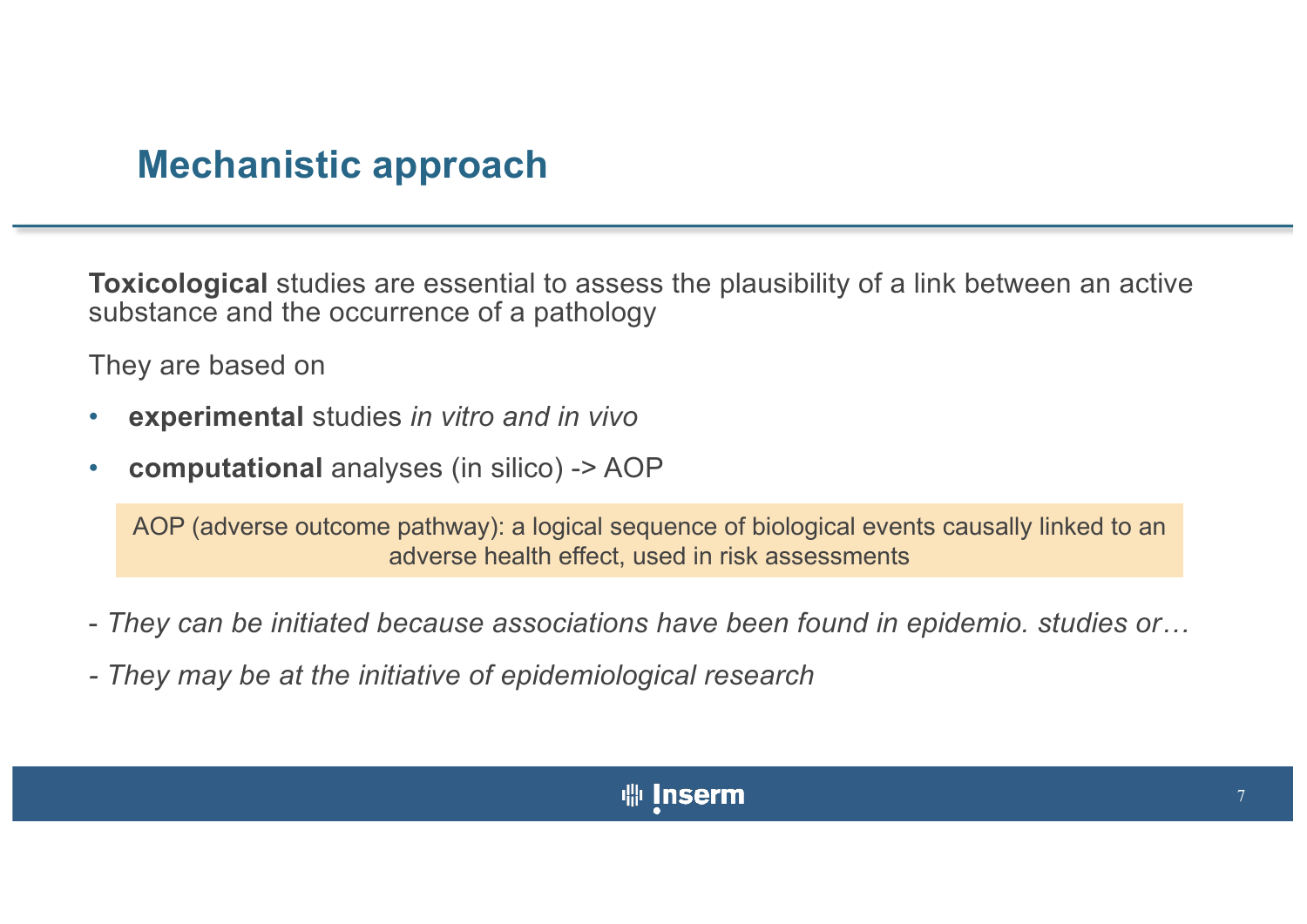# Mechanistic approach

**Toxicological** studies are essential to assess the plausibility of a link between an active substance and the occurrence of a pathology

They are based on

- **experimental** studies *in vitro and in vivo*
- **computational** analyses (in silico) -> AOP

> AOP (adverse outcome pathway): a logical sequence of biological events causally linked to an adverse health effect, used in risk assessments

*- They can be initiated because associations have been found in epidemio. studies or…*

*- They may be at the initiative of epidemiological research*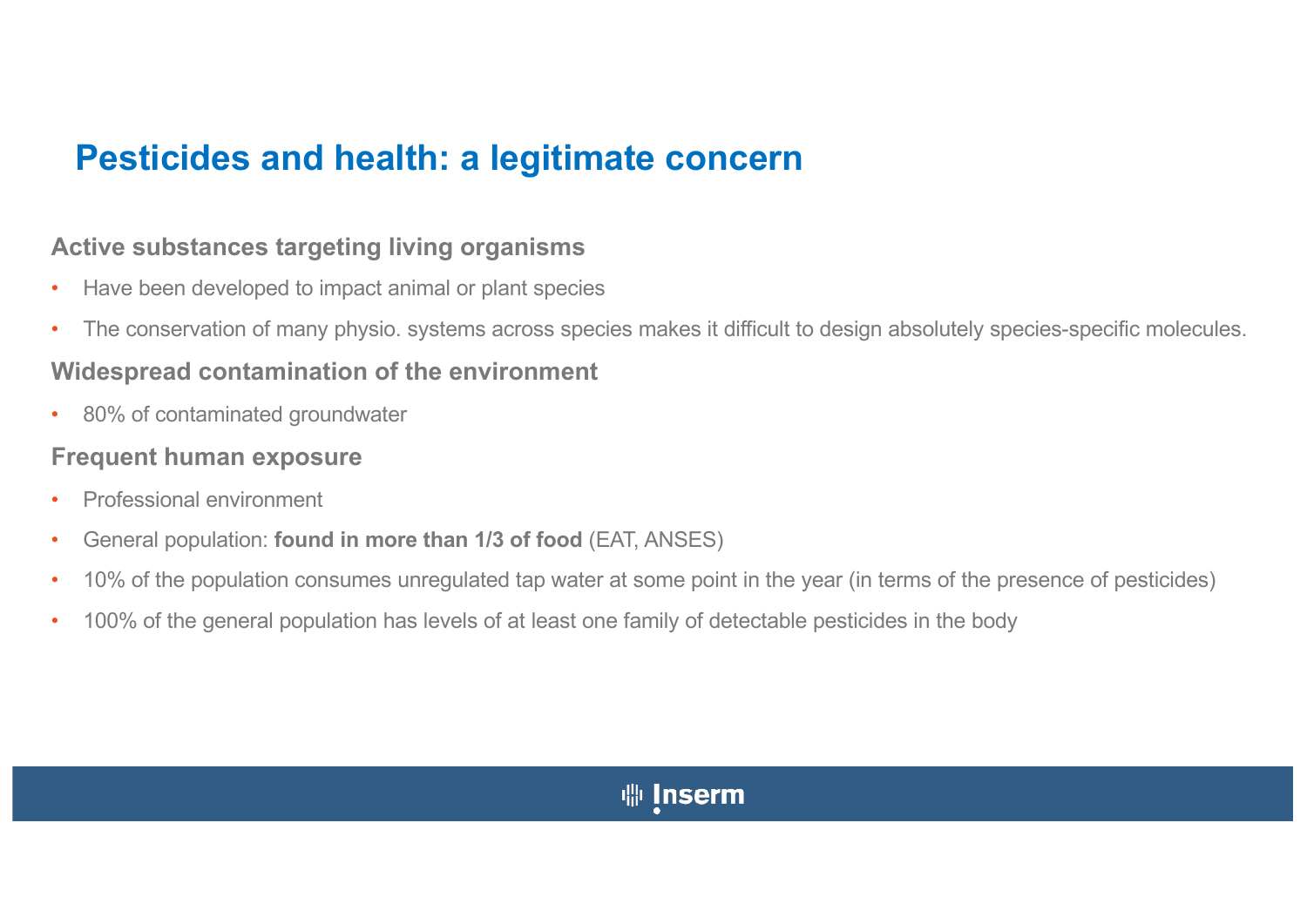# Pesticides and health: a legitimate concern

### Active substances targeting living organisms

- Have been developed to impact animal or plant species
- The conservation of many physio. systems across species makes it difficult to design absolutely species-specific molecules.

### Widespread contamination of the environment

- 80% of contaminated groundwater

### Frequent human exposure

- Professional environment
- General population: **found in more than 1/3 of food** (EAT, ANSES)
- 10% of the population consumes unregulated tap water at some point in the year (in terms of the presence of pesticides)
- 100% of the general population has levels of at least one family of detectable pesticides in the body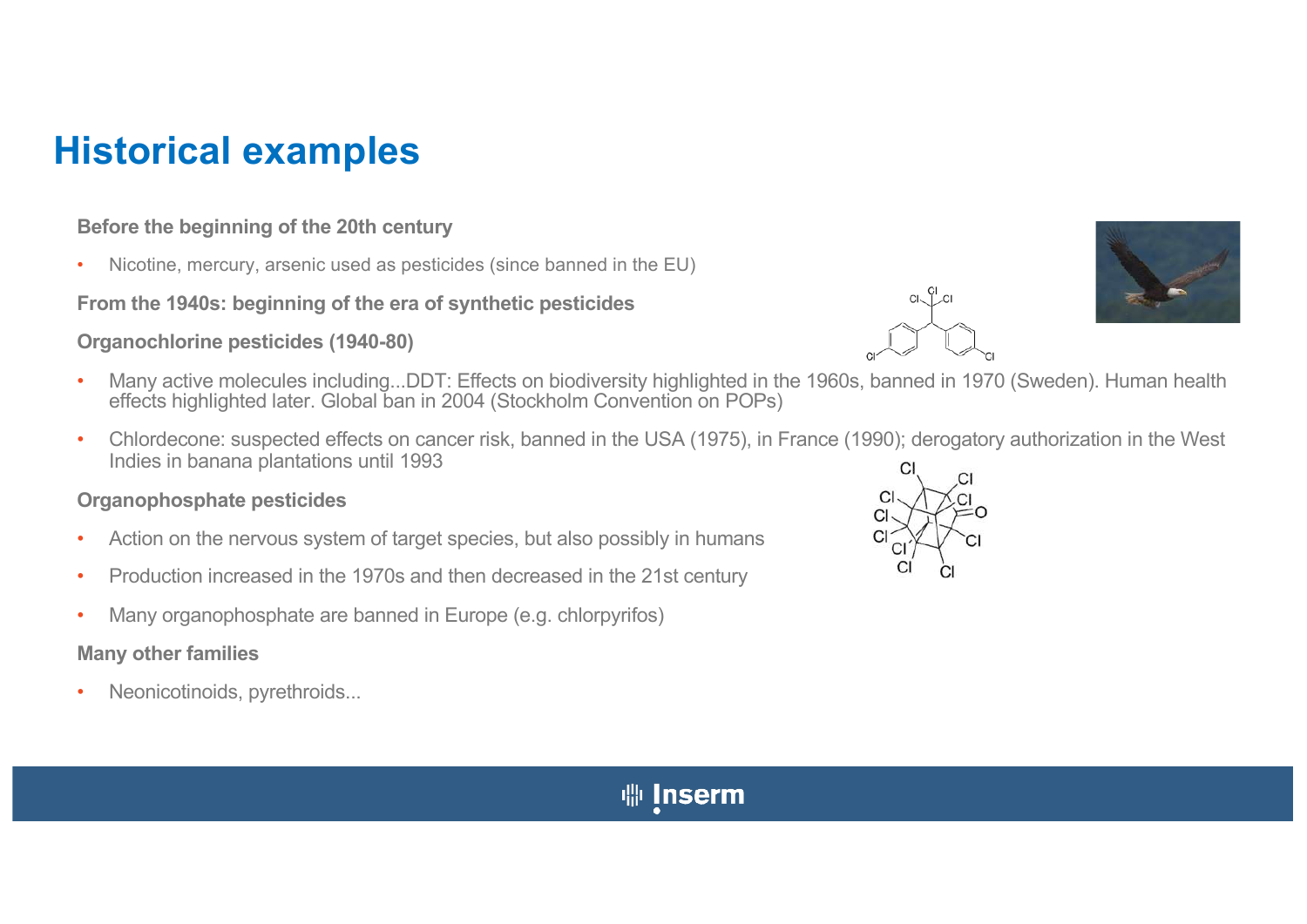# Historical examples

**Before the beginning of the 20th century**

- Nicotine, mercury, arsenic used as pesticides (since banned in the EU)

**From the 1940s: beginning of the era of synthetic pesticides**

**Organochlorine pesticides (1940-80)**

- Many active molecules including...DDT: Effects on biodiversity highlighted in the 1960s, banned in 1970 (Sweden). Human health effects highlighted later. Global ban in 2004 (Stockholm Convention on POPs)
- Chlordecone: suspected effects on cancer risk, banned in the USA (1975), in France (1990); derogatory authorization in the West Indies in banana plantations until 1993

**Organophosphate pesticides**

- Action on the nervous system of target species, but also possibly in humans
- Production increased in the 1970s and then decreased in the 21st century
- Many organophosphate are banned in Europe (e.g. chlorpyrifos)

**Many other families**

- Neonicotinoids, pyrethroids...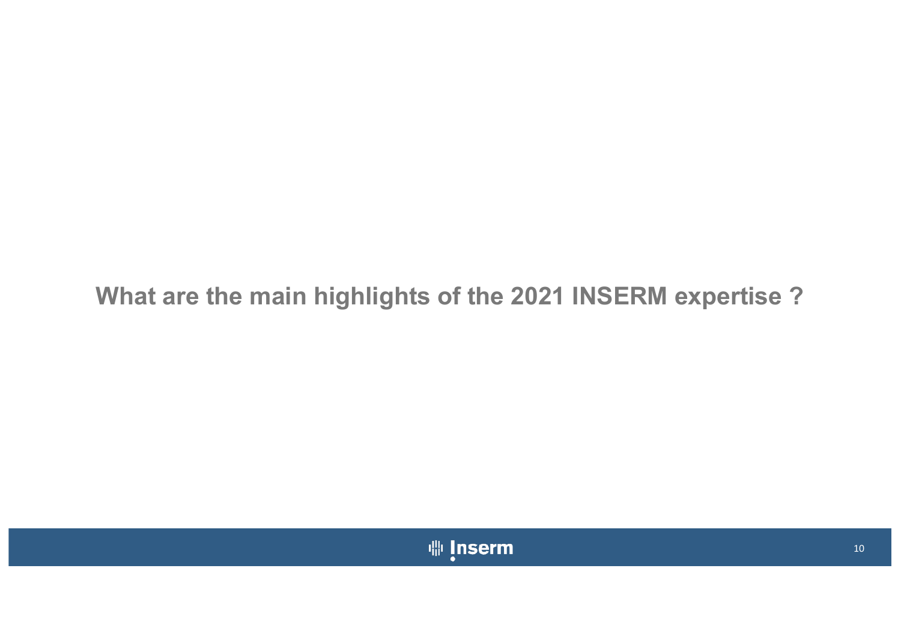## What are the main highlights of the 2021 INSERM expertise ?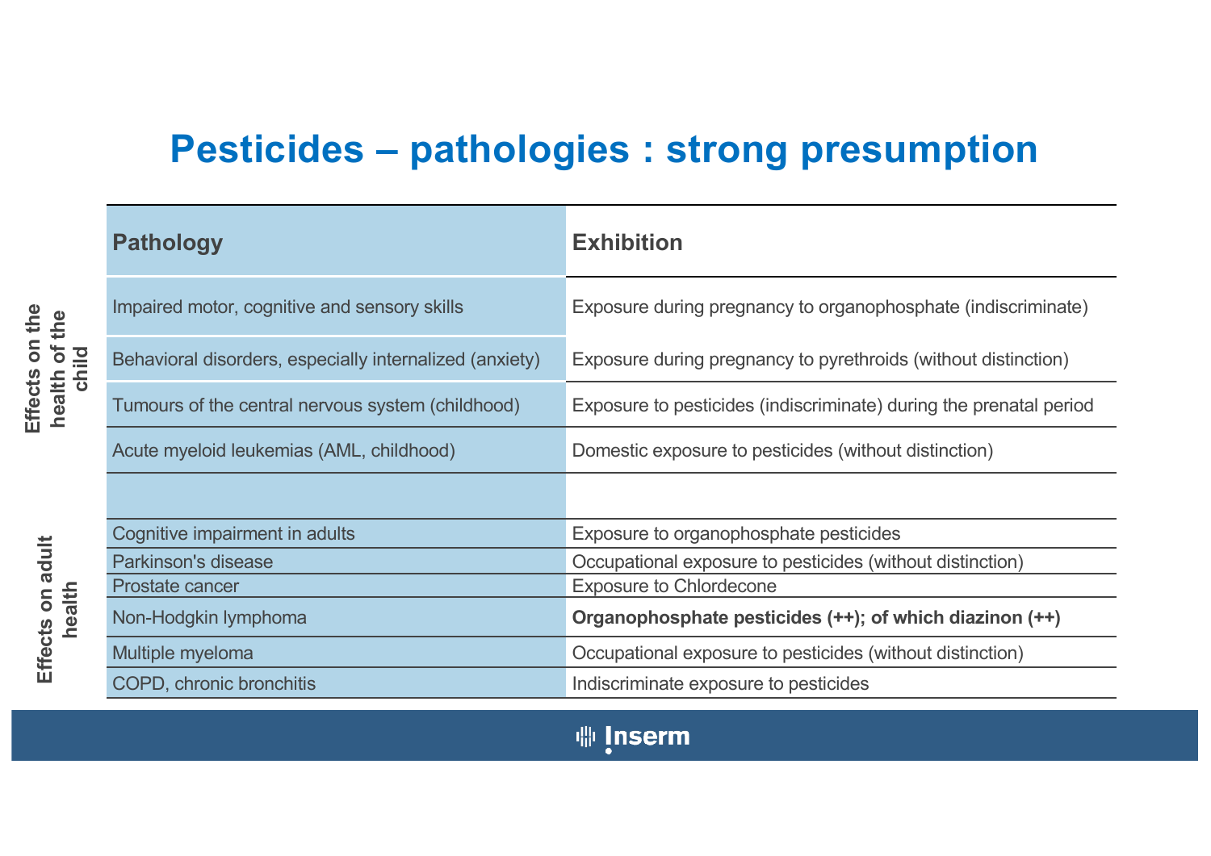# Pesticides – pathologies : strong presumption

| | Pathology | Exhibition |
|---|---|---|
| Effects on the health of the child | Impaired motor, cognitive and sensory skills | Exposure during pregnancy to organophosphate (indiscriminate) |
| | Behavioral disorders, especially internalized (anxiety) | Exposure during pregnancy to pyrethroids (without distinction) |
| | Tumours of the central nervous system (childhood) | Exposure to pesticides (indiscriminate) during the prenatal period |
| | Acute myeloid leukemias (AML, childhood) | Domestic exposure to pesticides (without distinction) |
| | | |
| Effects on adult health | Cognitive impairment in adults | Exposure to organophosphate pesticides |
| | Parkinson's disease | Occupational exposure to pesticides (without distinction) |
| | Prostate cancer | Exposure to Chlordecone |
| | Non-Hodgkin lymphoma | **Organophosphate pesticides (++); of which diazinon (++)** |
| | Multiple myeloma | Occupational exposure to pesticides (without distinction) |
| | COPD, chronic bronchitis | Indiscriminate exposure to pesticides |

Inserm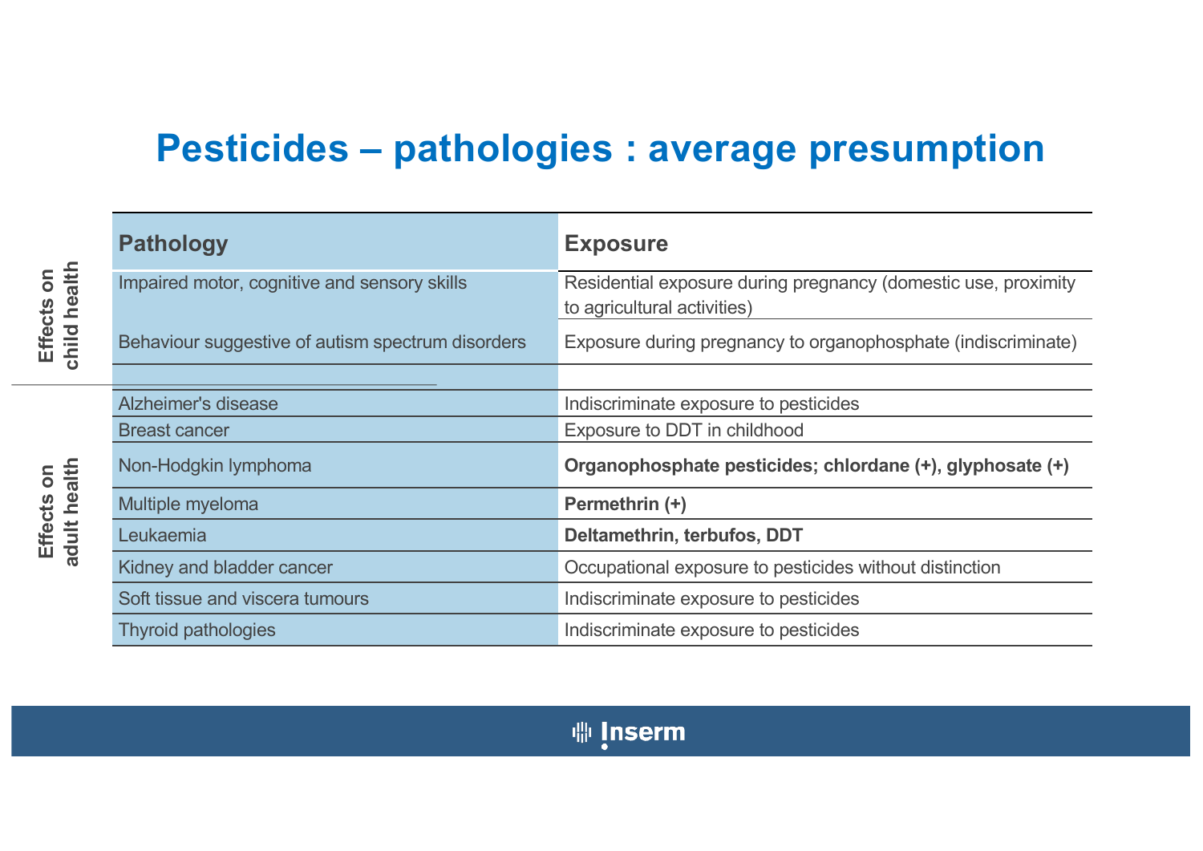# Pesticides – pathologies : average presumption

| | Pathology | Exposure |
|---|---|---|
| Effects on child health | Impaired motor, cognitive and sensory skills | Residential exposure during pregnancy (domestic use, proximity to agricultural activities) |
| | Behaviour suggestive of autism spectrum disorders | Exposure during pregnancy to organophosphate (indiscriminate) |
| Effects on adult health | Alzheimer's disease | Indiscriminate exposure to pesticides |
| | Breast cancer | Exposure to DDT in childhood |
| | Non-Hodgkin lymphoma | **Organophosphate pesticides; chlordane (+), glyphosate (+)** |
| | Multiple myeloma | **Permethrin (+)** |
| | Leukaemia | **Deltamethrin, terbufos, DDT** |
| | Kidney and bladder cancer | Occupational exposure to pesticides without distinction |
| | Soft tissue and viscera tumours | Indiscriminate exposure to pesticides |
| | Thyroid pathologies | Indiscriminate exposure to pesticides |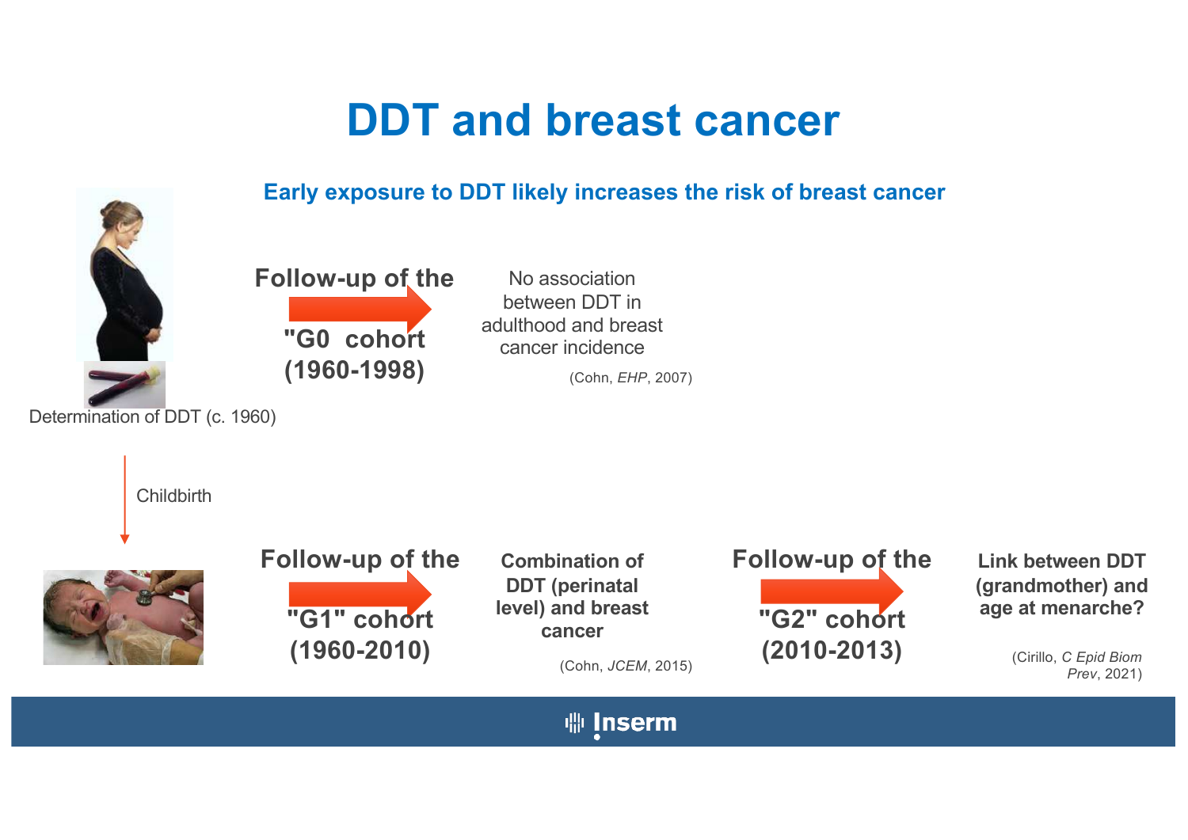# DDT and breast cancer

**Early exposure to DDT likely increases the risk of breast cancer**

Determination of DDT (c. 1960)

**Follow-up of the "G0 cohort (1960-1998)**

No association between DDT in adulthood and breast cancer incidence

(Cohn, *EHP*, 2007)

Childbirth

**Follow-up of the "G1" cohort (1960-2010)**

**Combination of DDT (perinatal level) and breast cancer**

(Cohn, *JCEM*, 2015)

**Follow-up of the "G2" cohort (2010-2013)**

**Link between DDT (grandmother) and age at menarche?**

(Cirillo, *C Epid Biom Prev*, 2021)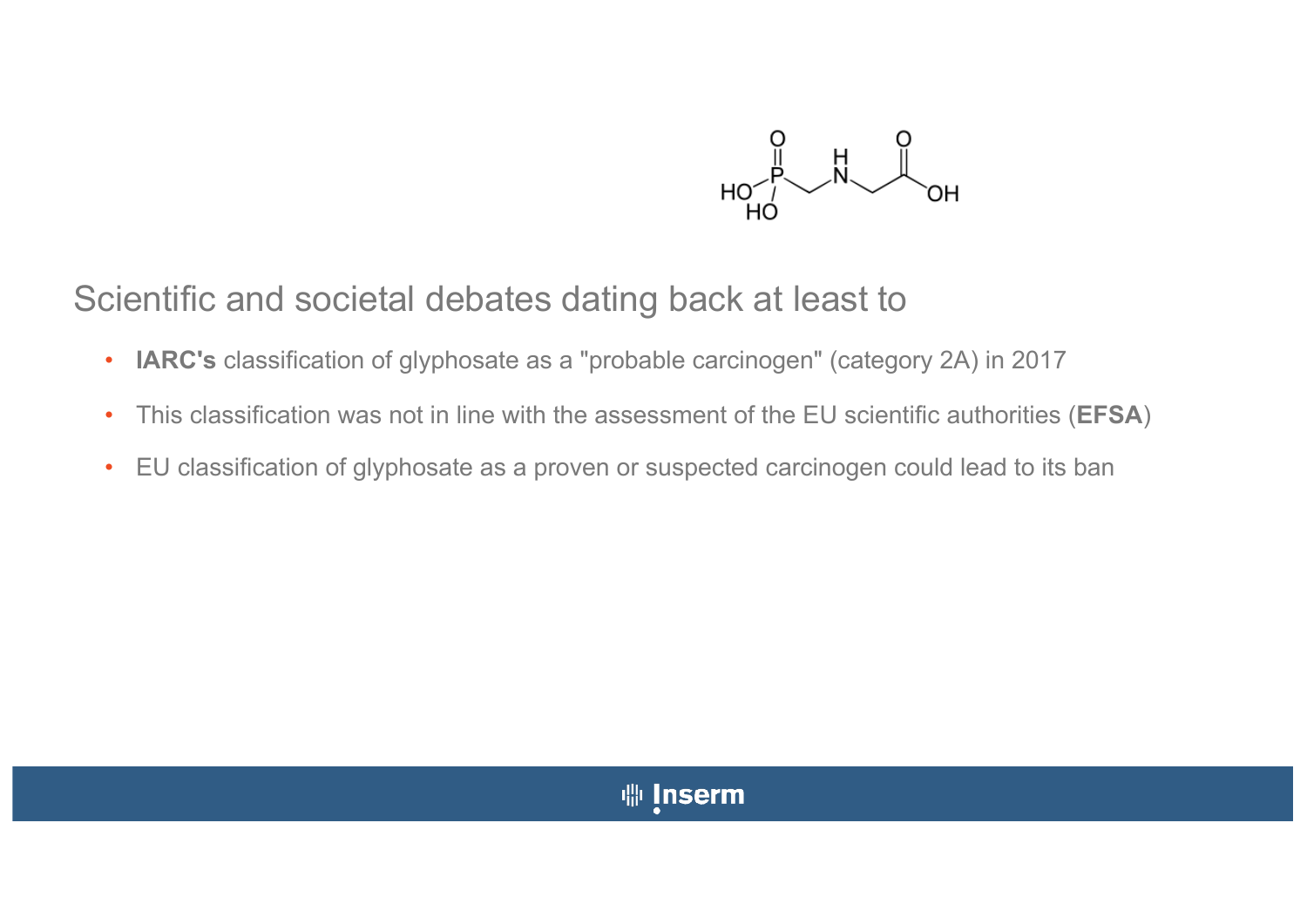## Scientific and societal debates dating back at least to

- **IARC's** classification of glyphosate as a "probable carcinogen" (category 2A) in 2017
- This classification was not in line with the assessment of the EU scientific authorities (**EFSA**)
- EU classification of glyphosate as a proven or suspected carcinogen could lead to its ban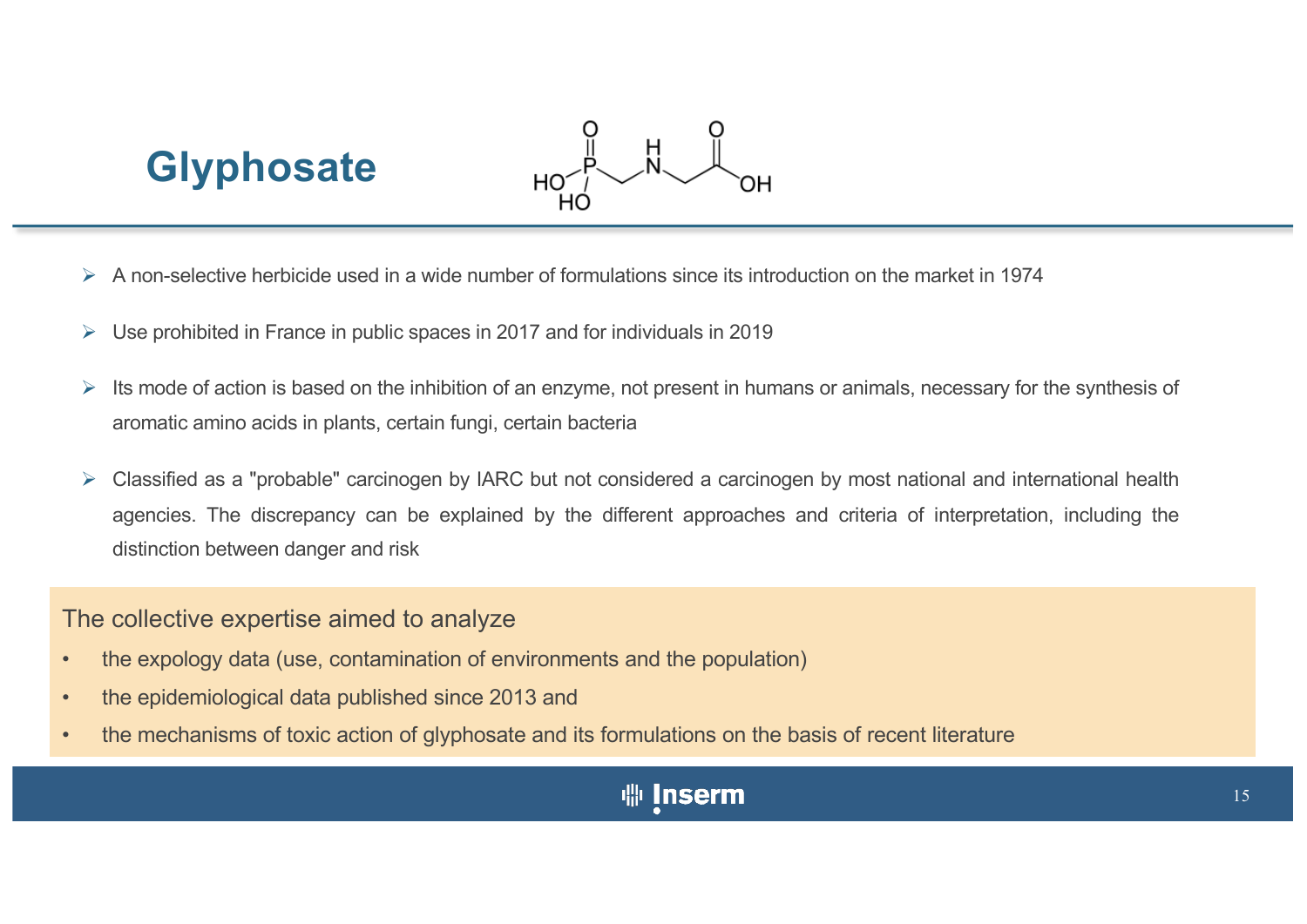# Glyphosate

- A non-selective herbicide used in a wide number of formulations since its introduction on the market in 1974
- Use prohibited in France in public spaces in 2017 and for individuals in 2019
- Its mode of action is based on the inhibition of an enzyme, not present in humans or animals, necessary for the synthesis of aromatic amino acids in plants, certain fungi, certain bacteria
- Classified as a "probable" carcinogen by IARC but not considered a carcinogen by most national and international health agencies. The discrepancy can be explained by the different approaches and criteria of interpretation, including the distinction between danger and risk

The collective expertise aimed to analyze

- the expology data (use, contamination of environments and the population)
- the epidemiological data published since 2013 and
- the mechanisms of toxic action of glyphosate and its formulations on the basis of recent literature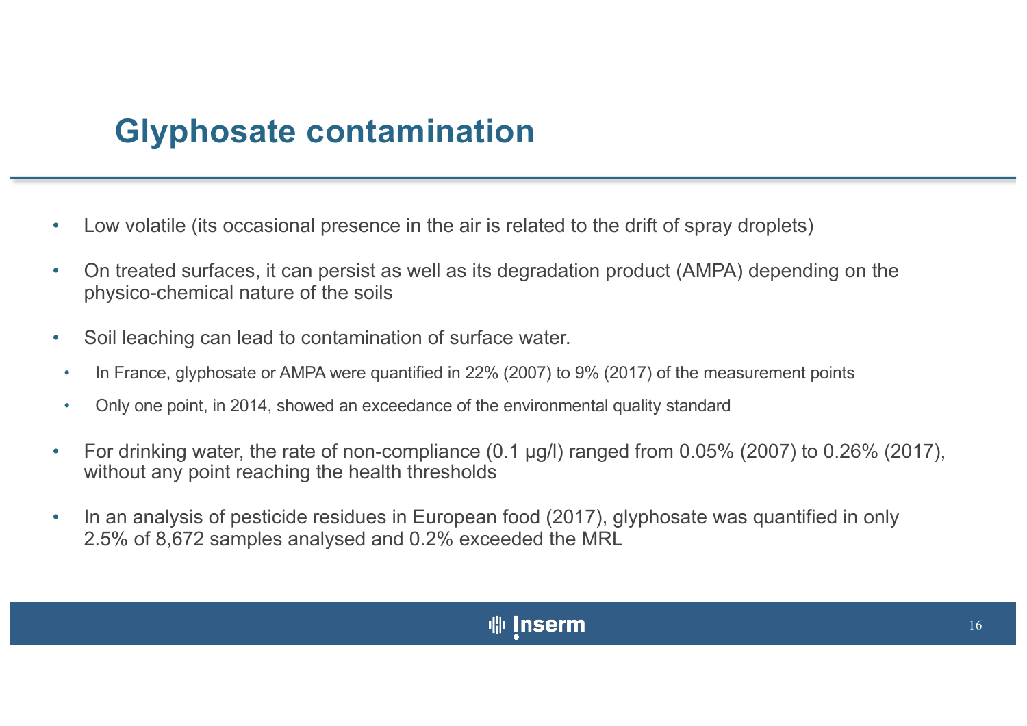# Glyphosate contamination

- Low volatile (its occasional presence in the air is related to the drift of spray droplets)
- On treated surfaces, it can persist as well as its degradation product (AMPA) depending on the physico-chemical nature of the soils
- Soil leaching can lead to contamination of surface water.
  - In France, glyphosate or AMPA were quantified in 22% (2007) to 9% (2017) of the measurement points
  - Only one point, in 2014, showed an exceedance of the environmental quality standard
- For drinking water, the rate of non-compliance (0.1 µg/l) ranged from 0.05% (2007) to 0.26% (2017), without any point reaching the health thresholds
- In an analysis of pesticide residues in European food (2017), glyphosate was quantified in only 2.5% of 8,672 samples analysed and 0.2% exceeded the MRL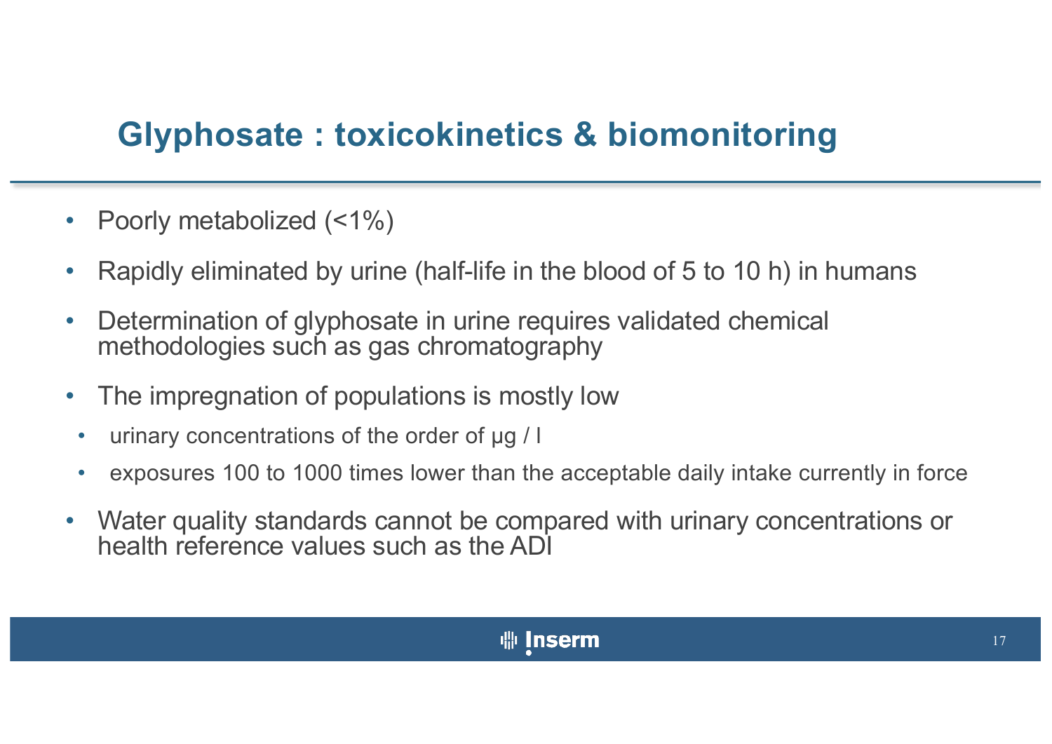# Glyphosate : toxicokinetics & biomonitoring

- Poorly metabolized (<1%)
- Rapidly eliminated by urine (half-life in the blood of 5 to 10 h) in humans
- Determination of glyphosate in urine requires validated chemical methodologies such as gas chromatography
- The impregnation of populations is mostly low
  - urinary concentrations of the order of µg / l
  - exposures 100 to 1000 times lower than the acceptable daily intake currently in force
- Water quality standards cannot be compared with urinary concentrations or health reference values such as the ADI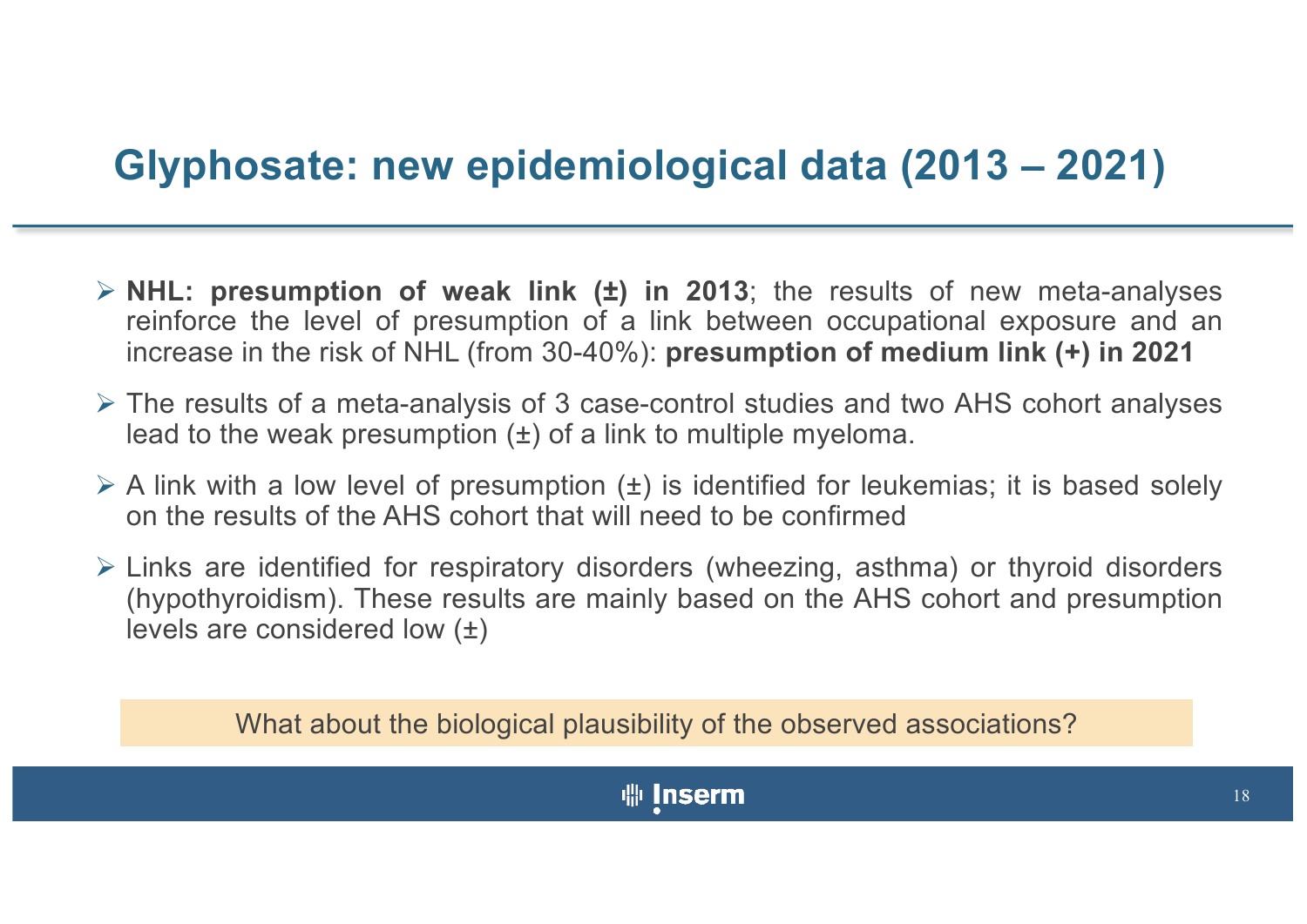# Glyphosate: new epidemiological data (2013 – 2021)

- **NHL: presumption of weak link (±) in 2013**; the results of new meta-analyses reinforce the level of presumption of a link between occupational exposure and an increase in the risk of NHL (from 30-40%): **presumption of medium link (+) in 2021**
- The results of a meta-analysis of 3 case-control studies and two AHS cohort analyses lead to the weak presumption (±) of a link to multiple myeloma.
- A link with a low level of presumption (±) is identified for leukemias; it is based solely on the results of the AHS cohort that will need to be confirmed
- Links are identified for respiratory disorders (wheezing, asthma) or thyroid disorders (hypothyroidism). These results are mainly based on the AHS cohort and presumption levels are considered low (±)

What about the biological plausibility of the observed associations?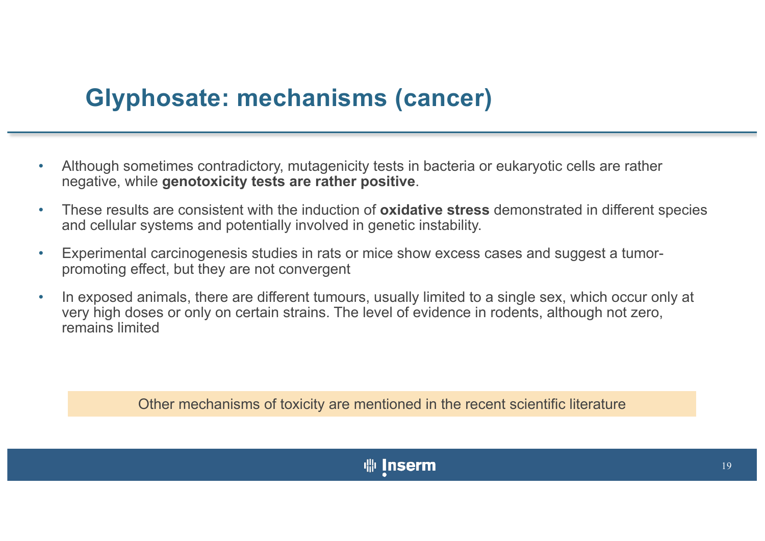# Glyphosate: mechanisms (cancer)

- Although sometimes contradictory, mutagenicity tests in bacteria or eukaryotic cells are rather negative, while **genotoxicity tests are rather positive**.
- These results are consistent with the induction of **oxidative stress** demonstrated in different species and cellular systems and potentially involved in genetic instability.
- Experimental carcinogenesis studies in rats or mice show excess cases and suggest a tumor-promoting effect, but they are not convergent
- In exposed animals, there are different tumours, usually limited to a single sex, which occur only at very high doses or only on certain strains. The level of evidence in rodents, although not zero, remains limited

Other mechanisms of toxicity are mentioned in the recent scientific literature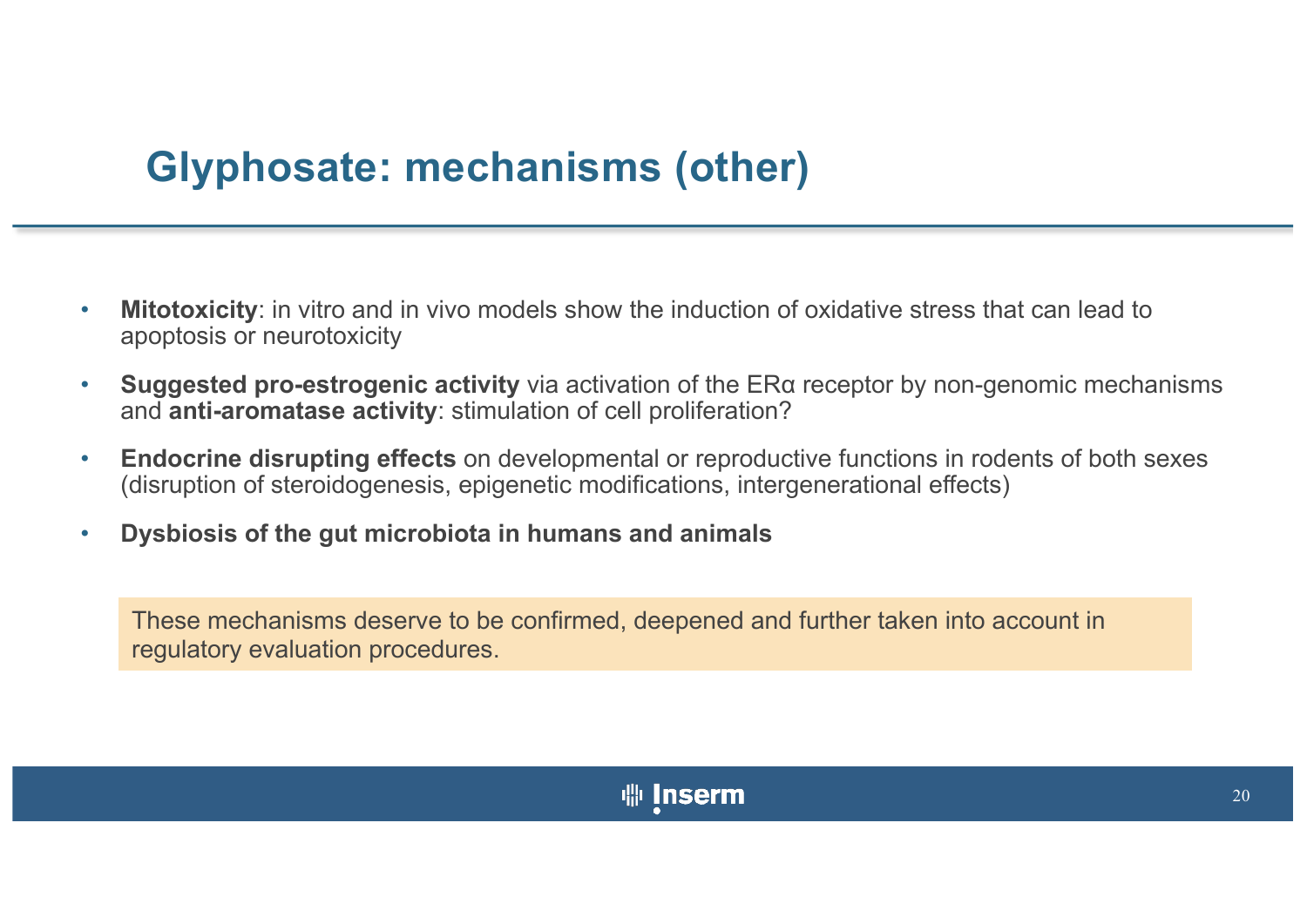# Glyphosate: mechanisms (other)

- **Mitotoxicity**: in vitro and in vivo models show the induction of oxidative stress that can lead to apoptosis or neurotoxicity
- **Suggested pro-estrogenic activity** via activation of the ERα receptor by non-genomic mechanisms and **anti-aromatase activity**: stimulation of cell proliferation?
- **Endocrine disrupting effects** on developmental or reproductive functions in rodents of both sexes (disruption of steroidogenesis, epigenetic modifications, intergenerational effects)
- **Dysbiosis of the gut microbiota in humans and animals**

These mechanisms deserve to be confirmed, deepened and further taken into account in regulatory evaluation procedures.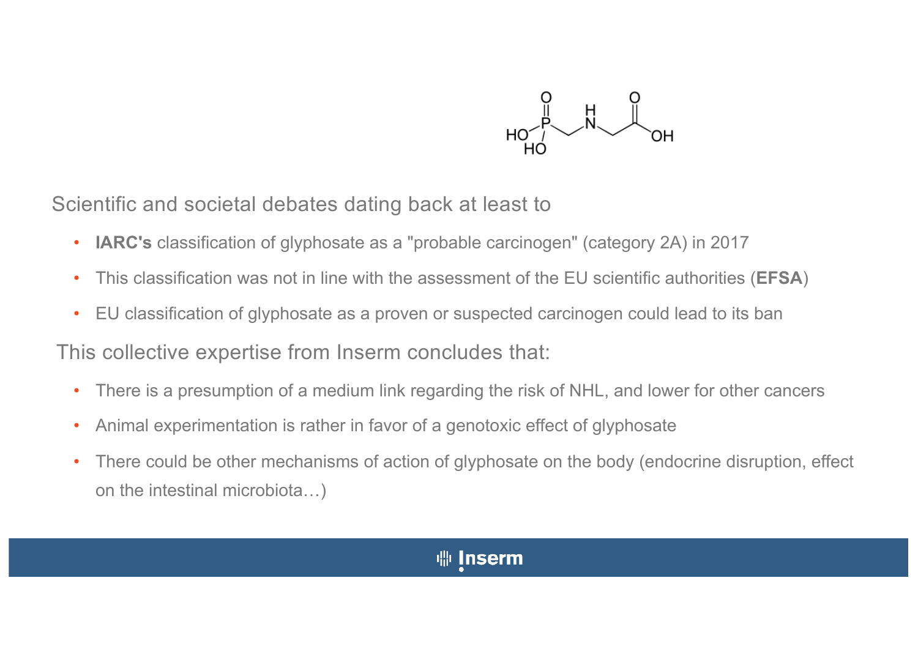Scientific and societal debates dating back at least to

- **IARC's** classification of glyphosate as a "probable carcinogen" (category 2A) in 2017
- This classification was not in line with the assessment of the EU scientific authorities (**EFSA**)
- EU classification of glyphosate as a proven or suspected carcinogen could lead to its ban

This collective expertise from Inserm concludes that:

- There is a presumption of a medium link regarding the risk of NHL, and lower for other cancers
- Animal experimentation is rather in favor of a genotoxic effect of glyphosate
- There could be other mechanisms of action of glyphosate on the body (endocrine disruption, effect on the intestinal microbiota…)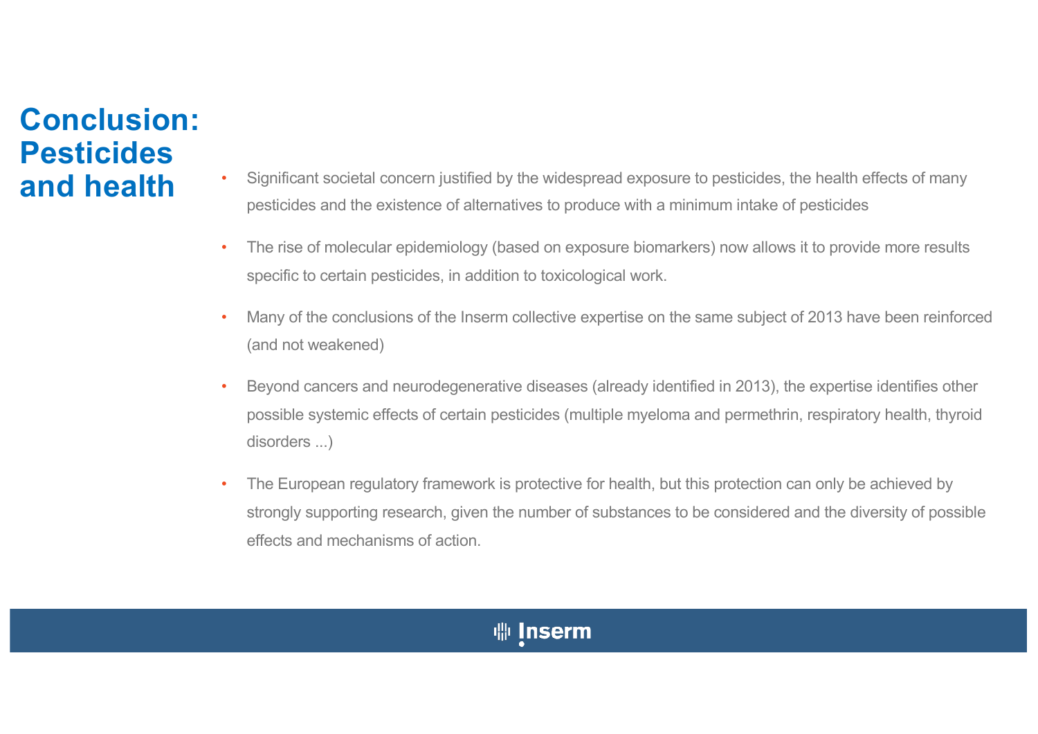# Conclusion: Pesticides and health

- Significant societal concern justified by the widespread exposure to pesticides, the health effects of many pesticides and the existence of alternatives to produce with a minimum intake of pesticides
- The rise of molecular epidemiology (based on exposure biomarkers) now allows it to provide more results specific to certain pesticides, in addition to toxicological work.
- Many of the conclusions of the Inserm collective expertise on the same subject of 2013 have been reinforced (and not weakened)
- Beyond cancers and neurodegenerative diseases (already identified in 2013), the expertise identifies other possible systemic effects of certain pesticides (multiple myeloma and permethrin, respiratory health, thyroid disorders ...)
- The European regulatory framework is protective for health, but this protection can only be achieved by strongly supporting research, given the number of substances to be considered and the diversity of possible effects and mechanisms of action.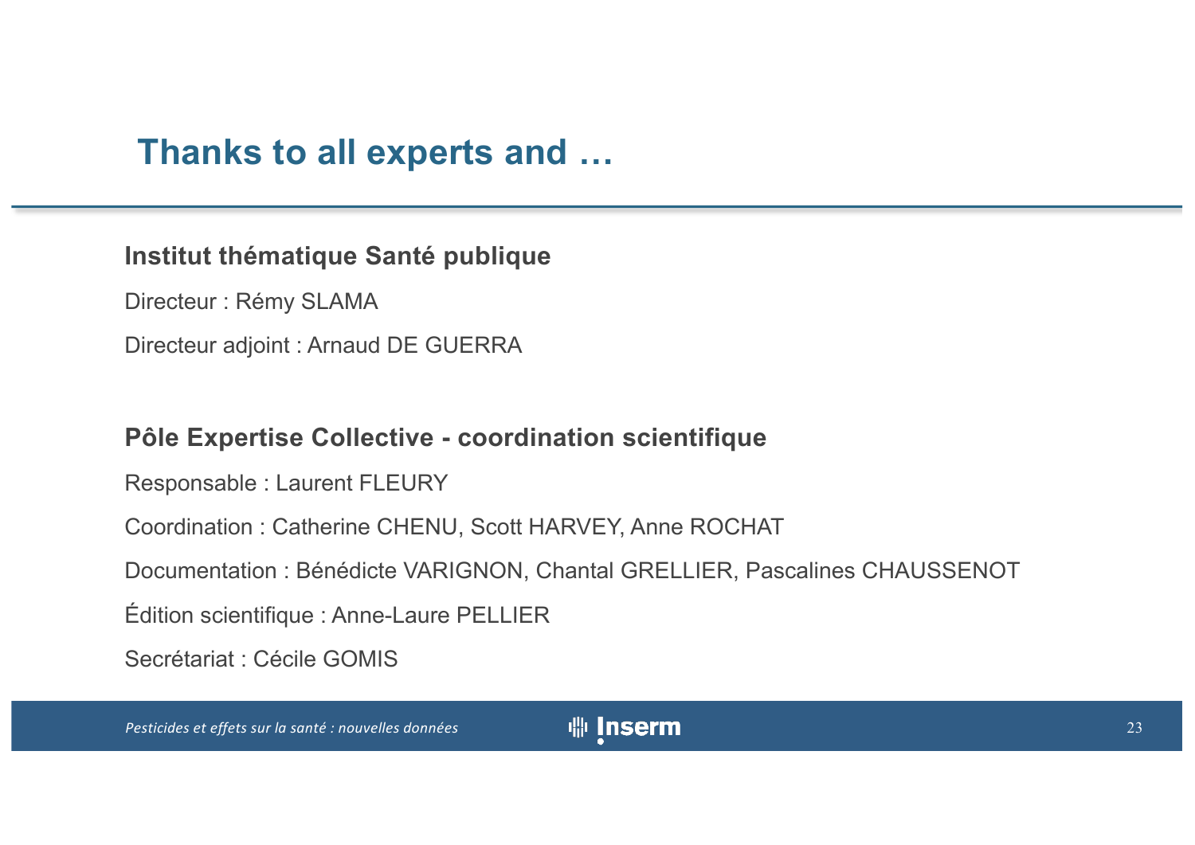# Thanks to all experts and …

**Institut thématique Santé publique**

Directeur : Rémy SLAMA

Directeur adjoint : Arnaud DE GUERRA

**Pôle Expertise Collective - coordination scientifique**

Responsable : Laurent FLEURY

Coordination : Catherine CHENU, Scott HARVEY, Anne ROCHAT

Documentation : Bénédicte VARIGNON, Chantal GRELLIER, Pascalines CHAUSSENOT

Édition scientifique : Anne-Laure PELLIER

Secrétariat : Cécile GOMIS